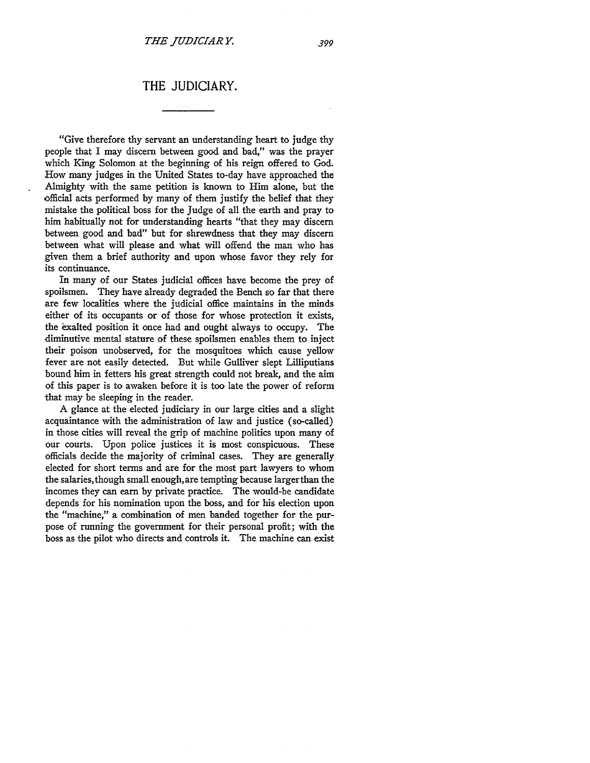# THE JUDICIARY.

"Give therefore thy servant an understanding heart to judge thy people that I may discern between good and bad," was the prayer which King Solomon at the beginning of his reign offered to God. How many judges in the United States to-day have approached the Almighty with the same petition is known to Him alone, but the official acts performed by many of them justify the belief that they mistake the political boss for the Judge of all the earth and pray to him habitually not for understanding hearts "that they may discern between good and bad" but for shrewdness that they may discern between what will please and what will offend the man who has given them a brief authority and upon whose favor they rely for its continuance.

In many of our States judicial offices have become the prey of spoilsmen. They have already degraded the Bench so far that there are few localities where the judicial office maintains in the minds either of its occupants or of those for whose protection it exists, the exalted position it once had and ought always to occupy. The diminutive mental stature of these spoilsmen enables them to inject their poison unobserved, for the mosquitoes which cause yellow fever are not easily detected. But while Gulliver slept Lilliputians bound him in fetters his great strength could not break, and the aim of this paper is to awaken before it is too late the power of reform that may be sleeping in the reader.

A glance at the elected judiciary in our large cities and a slight acquaintance with the administration of law and justice (so-called) in those cities will reveal the grip of machine politics upon many of our courts. Upon police justices it is most conspicuous. These officials decide the majority of criminal cases. They are generally elected for short terms and are for the most part lawyers to whom the salaries, though small enough, are tempting because larger than the incomes they can earn by private practice. The would-be candidate depends for his nomination upon the boss, and for his election upon the "machine," a combination of men banded together for the purpose of running the government for their personal profit; with the boss as the pilot who directs and controls it. The machine can exist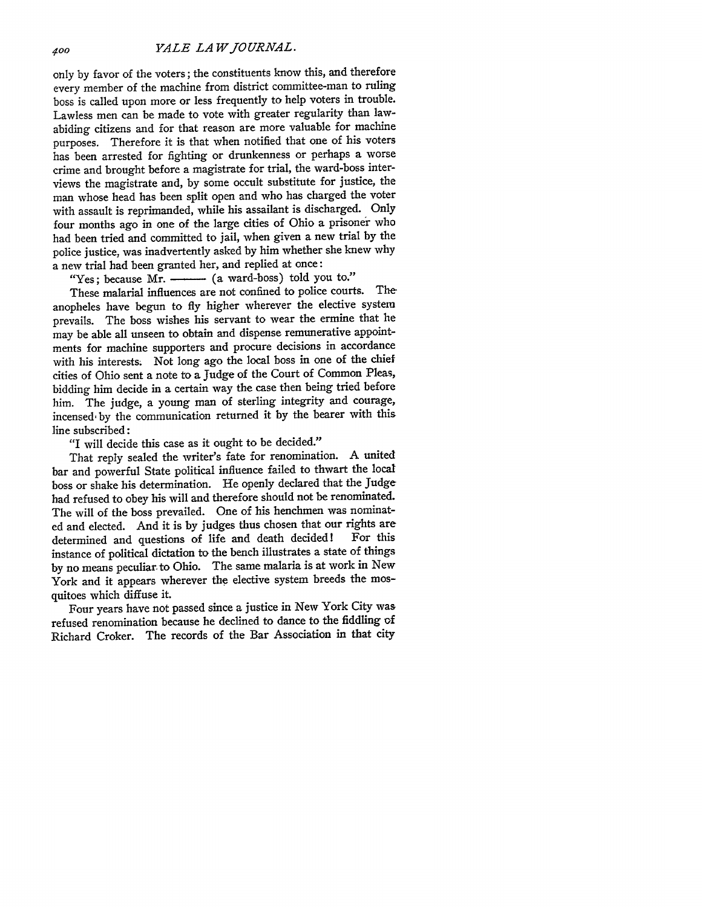only by favor of the voters; the constituents know this, and therefore every member of the machine from district committee-man to ruling boss is called upon more or less frequently to help voters in trouble. Lawless men can be made to vote with greater regularity than law-abiding citizens and for that reason are more valuable for machine purposes. Therefore it is that when notified that one of his voters has been arrested for fighting or drunkenness or perhaps a worse crime and brought before a magistrate for trial, the ward-boss interviews the magistrate and, by some occult substitute for justice, the man whose head has been split open and who has charged the voter with assault is reprimanded, while his assailant is discharged. Only four months ago in one of the large cities of Ohio a prisoner who had been tried and committed to jail, when given a new trial by the police justice, was inadvertently asked by him whether she knew why a new trial had been granted her, and replied at once:

"Yes; because Mr. ——— (a ward-boss) told you to."

These malarial influences are not confined to police courts. The anopheles have begun to fly higher wherever the elective system prevails. The boss wishes his servant to wear the ermine that he may be able all unseen to obtain and dispense remunerative appointments for machine supporters and procure decisions in accordance with his interests. Not long ago the local boss in one of the chief cities of Ohio sent a note to a Judge of the Court of Common Pleas, bidding him decide in a certain way the case then being tried before him. The judge, a young man of sterling integrity and courage, incensed by the communication returned it by the bearer with this line subscribed:

"I will decide this case as it ought to be decided."

That reply sealed the writer's fate for renomination. A united bar and powerful State political influence failed to thwart the local boss or shake his determination. He openly declared that the Judge had refused to obey his will and therefore should not be renominated. The will of the boss prevailed. One of his henchmen was nominated and elected. And it is by judges thus chosen that our rights are determined and questions of life and death decided! For this instance of political dictation to the bench illustrates a state of things by no means peculiar to Ohio. The same malaria is at work in New York and it appears wherever the elective system breeds the mosquitoes which diffuse it.

Four years have not passed since a justice in New York City was refused renomination because he declined to dance to the fiddling of Richard Croker. The records of the Bar Association in that city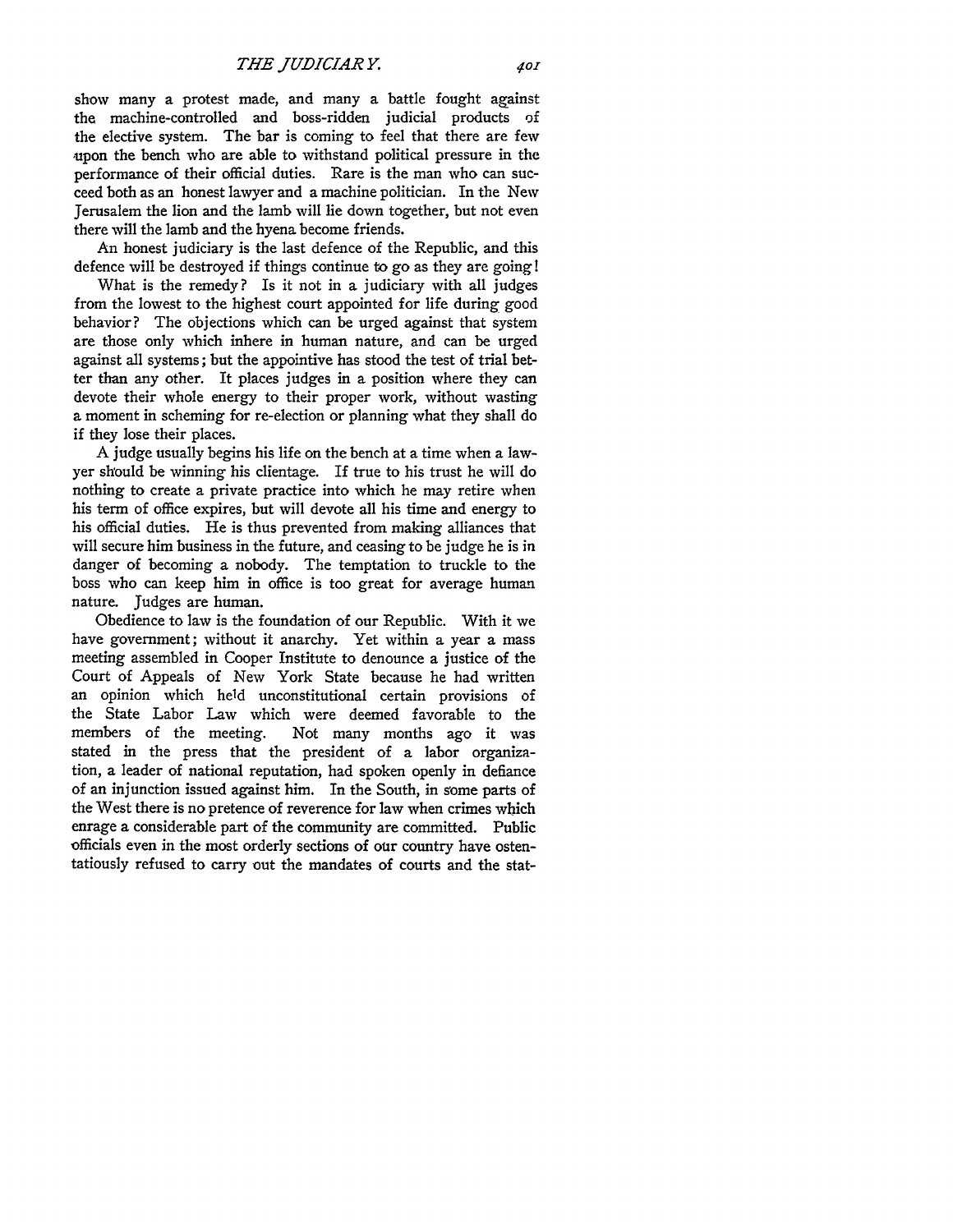show many a protest made, and many a battle fought against the machine-controlled and boss-ridden judicial products of the elective system. The bar is coming to feel that there are few upon the bench who are able to withstand political pressure in the performance of their official duties. Rare is the man who can succeed both as an honest lawyer and a machine politician. In the New Jerusalem the lion and the lamb will lie down together, but not even there will the lamb and the hyena become friends.

An honest judiciary is the last defence of the Republic, and this defence will be destroyed if things continue to go as they are going!

What is the remedy? Is it not in a judiciary with all judges from the lowest to the highest court appointed for life during good behavior? The objections which can be urged against that system are those only which inhere in human nature, and can be urged against all systems; but the appointive has stood the test of trial better than any other. It places judges in a position where they can devote their whole energy to their proper work, without wasting a moment in scheming for re-election or planning what they shall do if they lose their places.

A judge usually begins his life on the bench at a time when a lawyer should be winning his clientage. If true to his trust he will do nothing to create a private practice into which he may retire when his term of office expires, but will devote all his time and energy to his official duties. He is thus prevented from making alliances that will secure him business in the future, and ceasing to be judge he is in danger of becoming a nobody. The temptation to truckle to the boss who can keep him in office is too great for average human nature. Judges are human.

Obedience to law is the foundation of our Republic. With it we have government; without it anarchy. Yet within a year a mass meeting assembled in Cooper Institute to denounce a justice of the Court of Appeals of New York State because he had written an opinion which held unconstitutional certain provisions of the State Labor Law which were deemed favorable to the members of the meeting. Not many months ago it was stated in the press that the president of a labor organization, a leader of national reputation, had spoken openly in defiance of an injunction issued against him. In the South, in some parts of the West there is no pretence of reverence for law when crimes which enrage a considerable part of the community are committed. Public officials even in the most orderly sections of our country have ostentatiously refused to carry out the mandates of courts and the stat-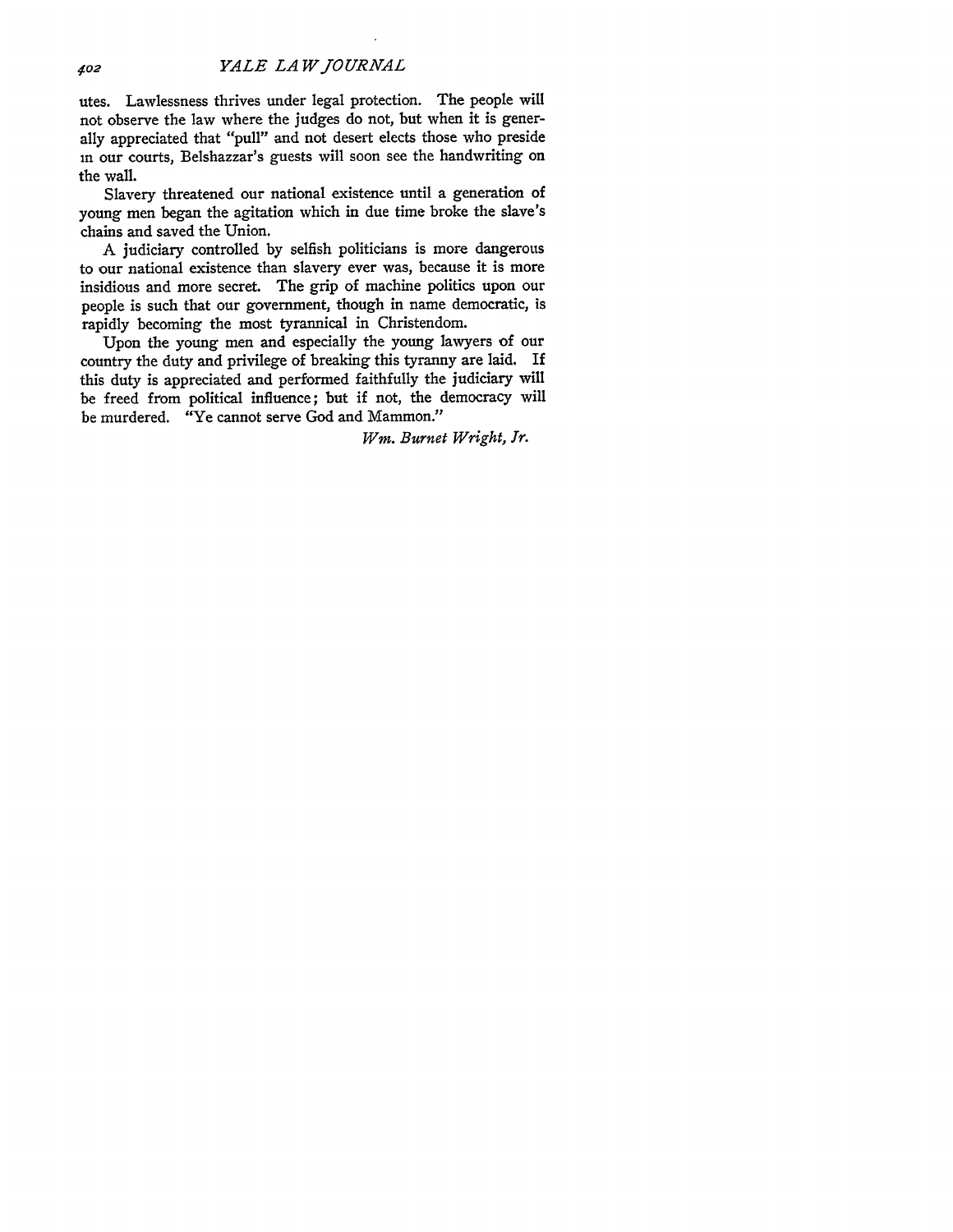utes. Lawlessness thrives under legal protection. The people will not observe the law where the judges do not, but when it is generally appreciated that "pull" and not desert elects those who preside in our courts, Belshazzar's guests will soon see the handwriting on the wall.

Slavery threatened our national existence until a generation of young men began the agitation which in due time broke the slave's chains and saved the Union.

A judiciary controlled by selfish politicians is more dangerous to our national existence than slavery ever was, because it is more insidious and more secret. The grip of machine politics upon our people is such that our government, though in name democratic, is rapidly becoming the most tyrannical in Christendom.

Upon the young men and especially the young lawyers of our country the duty and privilege of breaking this tyranny are laid. If this duty is appreciated and performed faithfully the judiciary will be freed from political influence; but if not, the democracy will be murdered. "Ye cannot serve God and Mammon."

*Wm. Burnet Wright, Jr.*